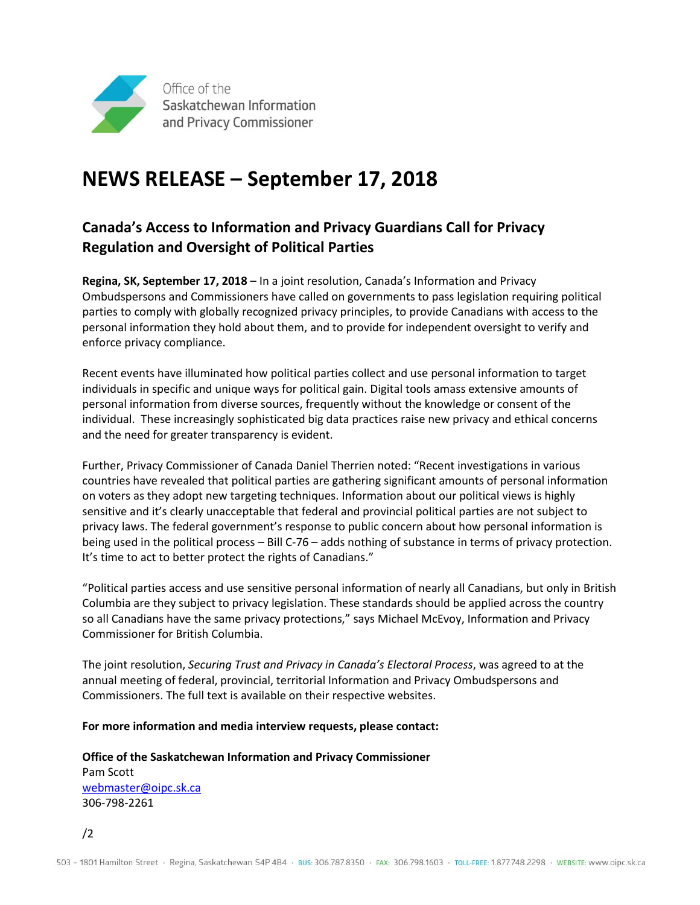Office of the Saskatchewan Information and Privacy Commissioner

# NEWS RELEASE – September 17, 2018

## Canada's Access to Information and Privacy Guardians Call for Privacy Regulation and Oversight of Political Parties

**Regina, SK, September 17, 2018** – In a joint resolution, Canada's Information and Privacy Ombudspersons and Commissioners have called on governments to pass legislation requiring political parties to comply with globally recognized privacy principles, to provide Canadians with access to the personal information they hold about them, and to provide for independent oversight to verify and enforce privacy compliance.

Recent events have illuminated how political parties collect and use personal information to target individuals in specific and unique ways for political gain. Digital tools amass extensive amounts of personal information from diverse sources, frequently without the knowledge or consent of the individual. These increasingly sophisticated big data practices raise new privacy and ethical concerns and the need for greater transparency is evident.

Further, Privacy Commissioner of Canada Daniel Therrien noted: "Recent investigations in various countries have revealed that political parties are gathering significant amounts of personal information on voters as they adopt new targeting techniques. Information about our political views is highly sensitive and it's clearly unacceptable that federal and provincial political parties are not subject to privacy laws. The federal government's response to public concern about how personal information is being used in the political process – Bill C-76 – adds nothing of substance in terms of privacy protection. It's time to act to better protect the rights of Canadians."

"Political parties access and use sensitive personal information of nearly all Canadians, but only in British Columbia are they subject to privacy legislation. These standards should be applied across the country so all Canadians have the same privacy protections," says Michael McEvoy, Information and Privacy Commissioner for British Columbia.

The joint resolution, *Securing Trust and Privacy in Canada's Electoral Process*, was agreed to at the annual meeting of federal, provincial, territorial Information and Privacy Ombudspersons and Commissioners. The full text is available on their respective websites.

**For more information and media interview requests, please contact:**

**Office of the Saskatchewan Information and Privacy Commissioner**
Pam Scott
webmaster@oipc.sk.ca
306-798-2261

/2

503 – 1801 Hamilton Street · Regina, Saskatchewan S4P 4B4 · BUS: 306.787.8350 · FAX: 306.798.1603 · TOLL-FREE: 1.877.748.2298 · WEBSITE: www.oipc.sk.ca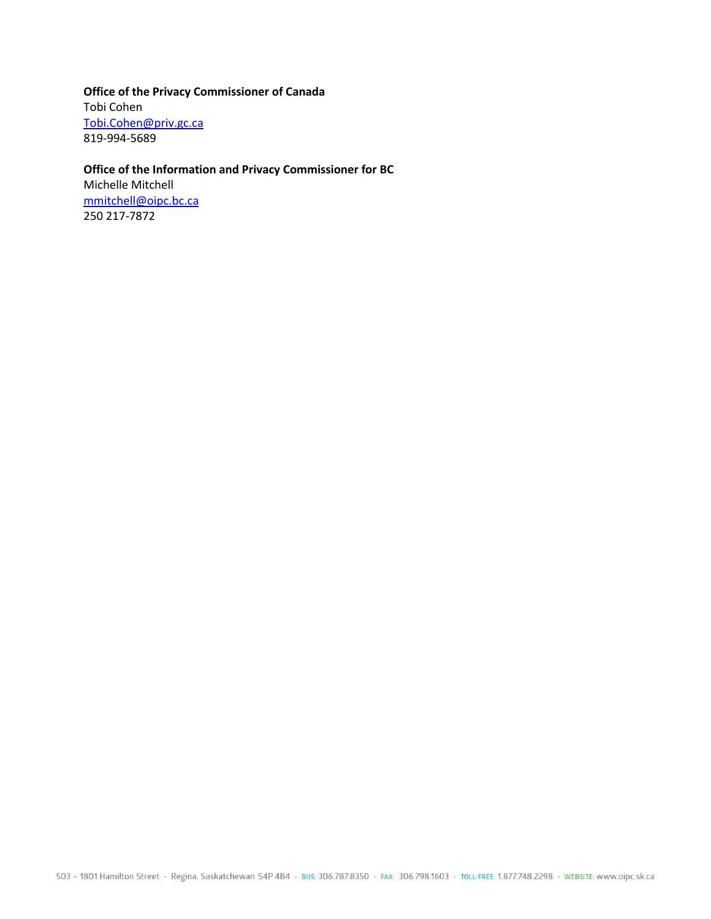**Office of the Privacy Commissioner of Canada**
Tobi Cohen
Tobi.Cohen@priv.gc.ca
819-994-5689

**Office of the Information and Privacy Commissioner for BC**
Michelle Mitchell
mmitchell@oipc.bc.ca
250 217-7872